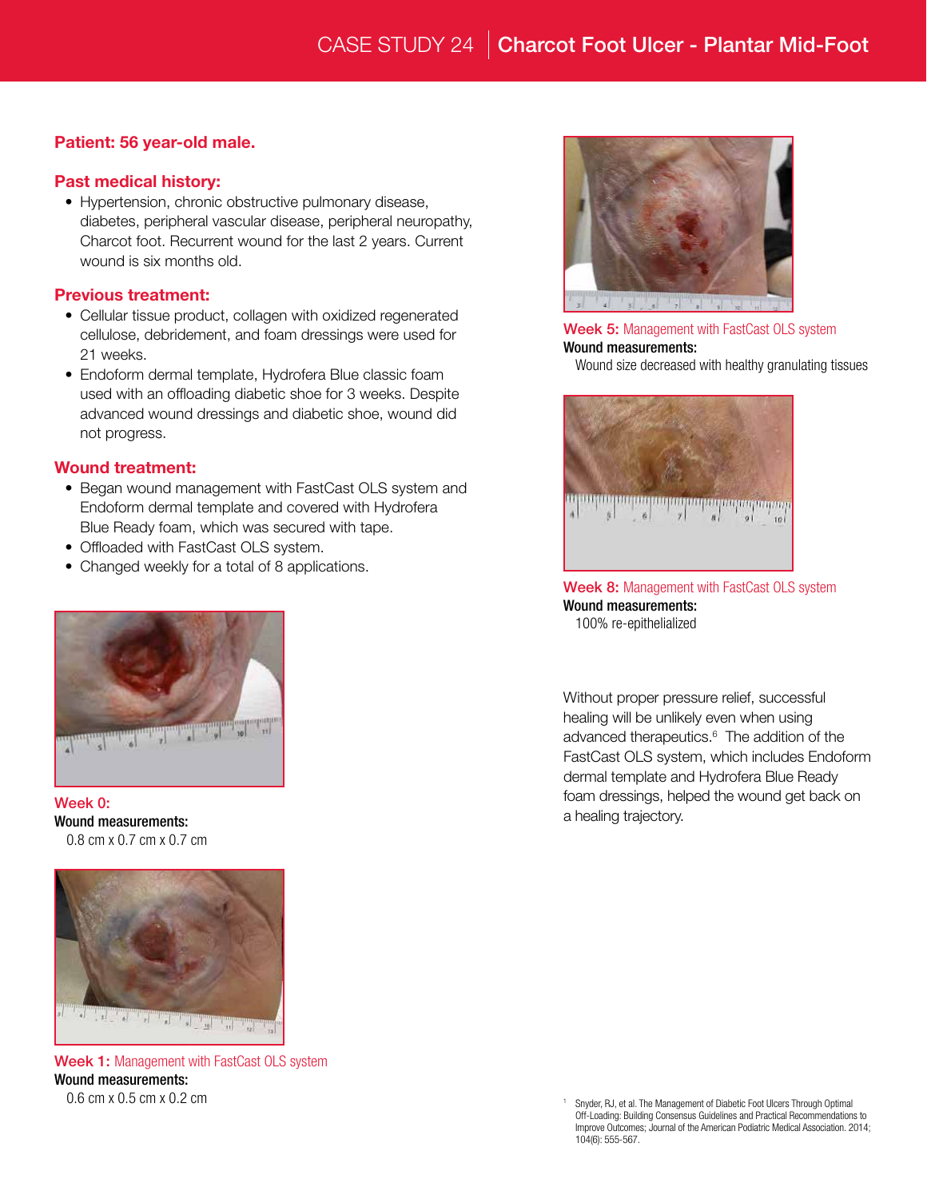# CASE STUDY 24 | Charcot Foot Ulcer - Plantar Mid-Foot

**Patient: 56 year-old male.**

## Past medical history:

- Hypertension, chronic obstructive pulmonary disease, diabetes, peripheral vascular disease, peripheral neuropathy, Charcot foot. Recurrent wound for the last 2 years. Current wound is six months old.

## Previous treatment:

- Cellular tissue product, collagen with oxidized regenerated cellulose, debridement, and foam dressings were used for 21 weeks.
- Endoform dermal template, Hydrofera Blue classic foam used with an offloading diabetic shoe for 3 weeks. Despite advanced wound dressings and diabetic shoe, wound did not progress.

## Wound treatment:

- Began wound management with FastCast OLS system and Endoform dermal template and covered with Hydrofera Blue Ready foam, which was secured with tape.
- Offloaded with FastCast OLS system.
- Changed weekly for a total of 8 applications.

**Week 0:**
**Wound measurements:**
0.8 cm x 0.7 cm x 0.7 cm

**Week 1:** Management with FastCast OLS system
**Wound measurements:**
0.6 cm x 0.5 cm x 0.2 cm

**Week 5:** Management with FastCast OLS system
**Wound measurements:**
Wound size decreased with healthy granulating tissues

**Week 8:** Management with FastCast OLS system
**Wound measurements:**
100% re-epithelialized

Without proper pressure relief, successful healing will be unlikely even when using advanced therapeutics.[6] The addition of the FastCast OLS system, which includes Endoform dermal template and Hydrofera Blue Ready foam dressings, helped the wound get back on a healing trajectory.

[1] Snyder, RJ, et al. The Management of Diabetic Foot Ulcers Through Optimal Off-Loading: Building Consensus Guidelines and Practical Recommendations to Improve Outcomes; Journal of the American Podiatric Medical Association. 2014; 104(6): 555-567.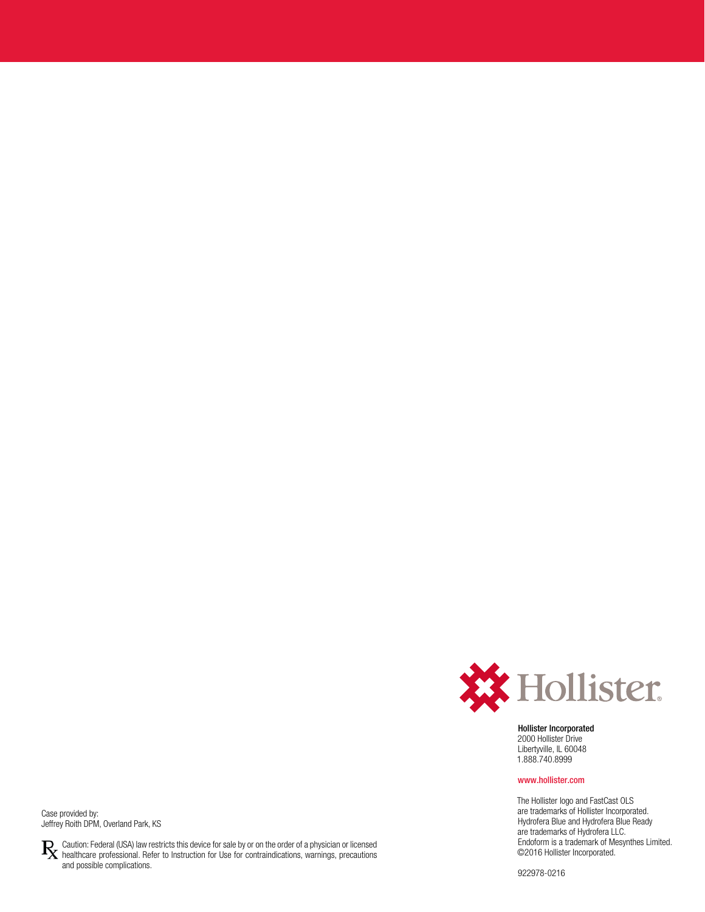Hollister

**Hollister Incorporated**
2000 Hollister Drive
Libertyville, IL 60048
1.888.740.8999

www.hollister.com

The Hollister logo and FastCast OLS
are trademarks of Hollister Incorporated.
Hydrofera Blue and Hydrofera Blue Ready
are trademarks of Hydrofera LLC.
Endoform is a trademark of Mesynthes Limited.
©2016 Hollister Incorporated.

922978-0216

Case provided by:
Jeffrey Roith DPM, Overland Park, KS

℞ Caution: Federal (USA) law restricts this device for sale by or on the order of a physician or licensed healthcare professional. Refer to Instruction for Use for contraindications, warnings, precautions and possible complications.